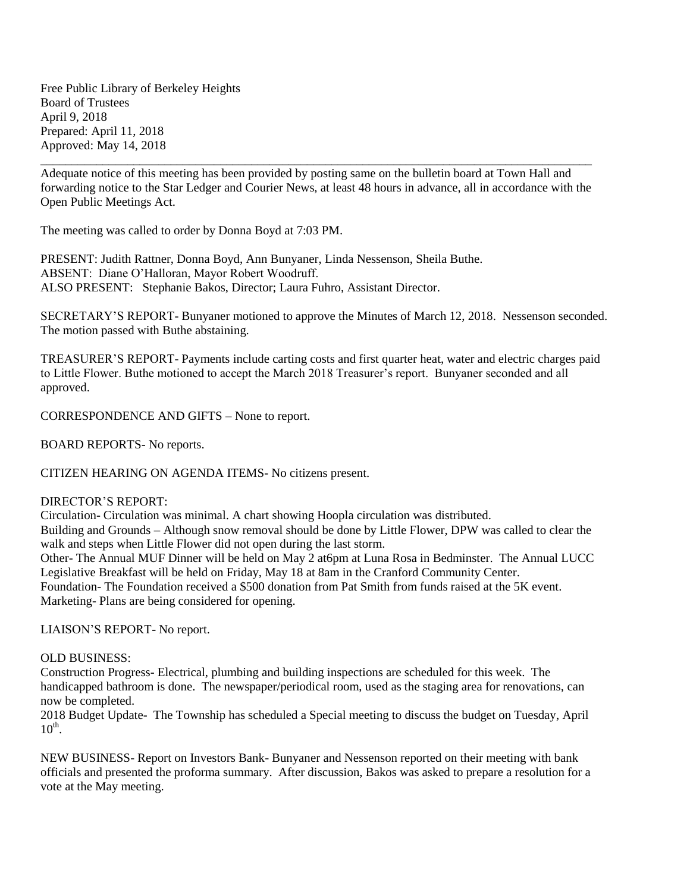Free Public Library of Berkeley Heights
Board of Trustees
April 9, 2018
Prepared: April 11, 2018
Approved: May 14, 2018

---

Adequate notice of this meeting has been provided by posting same on the bulletin board at Town Hall and forwarding notice to the Star Ledger and Courier News, at least 48 hours in advance, all in accordance with the Open Public Meetings Act.

The meeting was called to order by Donna Boyd at 7:03 PM.

PRESENT: Judith Rattner, Donna Boyd, Ann Bunyaner, Linda Nessenson, Sheila Buthe.
ABSENT: Diane O'Halloran, Mayor Robert Woodruff.
ALSO PRESENT: Stephanie Bakos, Director; Laura Fuhro, Assistant Director.

SECRETARY'S REPORT- Bunyaner motioned to approve the Minutes of March 12, 2018. Nessenson seconded. The motion passed with Buthe abstaining.

TREASURER'S REPORT- Payments include carting costs and first quarter heat, water and electric charges paid to Little Flower. Buthe motioned to accept the March 2018 Treasurer's report. Bunyaner seconded and all approved.

CORRESPONDENCE AND GIFTS – None to report.

BOARD REPORTS- No reports.

CITIZEN HEARING ON AGENDA ITEMS- No citizens present.

DIRECTOR'S REPORT:
Circulation- Circulation was minimal. A chart showing Hoopla circulation was distributed.
Building and Grounds – Although snow removal should be done by Little Flower, DPW was called to clear the walk and steps when Little Flower did not open during the last storm.
Other- The Annual MUF Dinner will be held on May 2 at6pm at Luna Rosa in Bedminster. The Annual LUCC Legislative Breakfast will be held on Friday, May 18 at 8am in the Cranford Community Center.
Foundation- The Foundation received a $500 donation from Pat Smith from funds raised at the 5K event.
Marketing- Plans are being considered for opening.

LIAISON'S REPORT- No report.

OLD BUSINESS:
Construction Progress- Electrical, plumbing and building inspections are scheduled for this week. The handicapped bathroom is done. The newspaper/periodical room, used as the staging area for renovations, can now be completed.
2018 Budget Update- The Township has scheduled a Special meeting to discuss the budget on Tuesday, April 10th.

NEW BUSINESS- Report on Investors Bank- Bunyaner and Nessenson reported on their meeting with bank officials and presented the proforma summary. After discussion, Bakos was asked to prepare a resolution for a vote at the May meeting.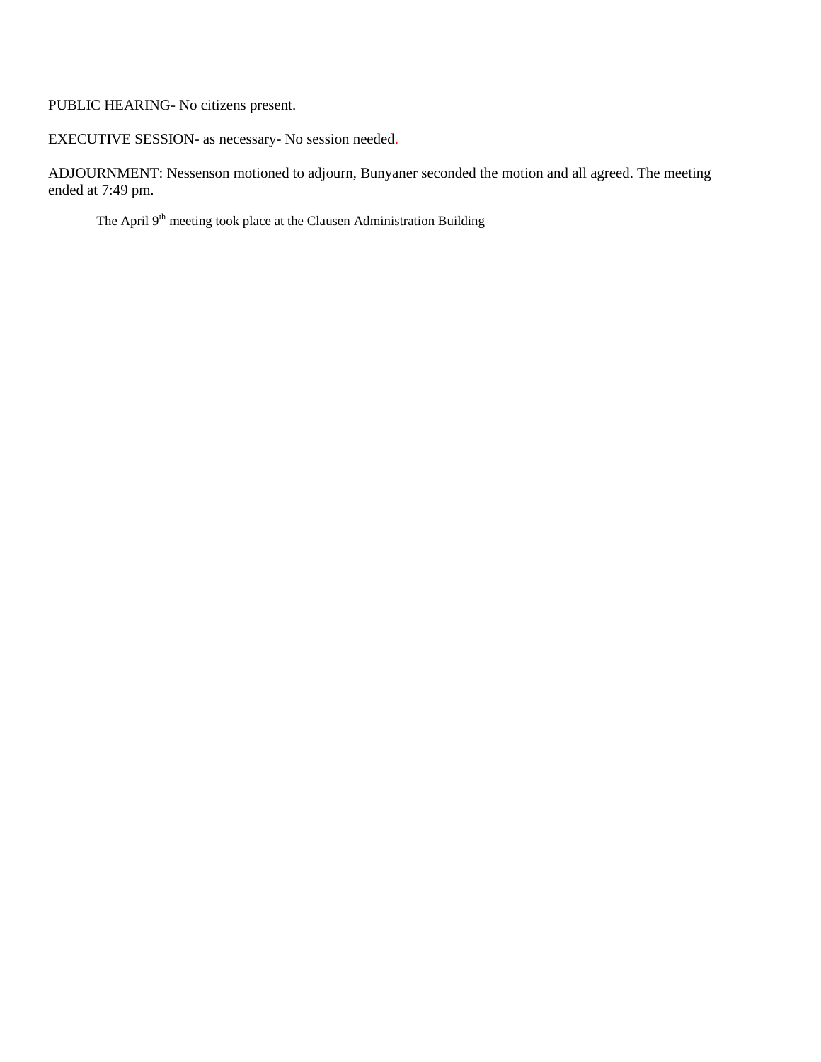PUBLIC HEARING- No citizens present.

EXECUTIVE SESSION- as necessary- No session needed.

ADJOURNMENT: Nessenson motioned to adjourn, Bunyaner seconded the motion and all agreed. The meeting ended at 7:49 pm.

The April 9th meeting took place at the Clausen Administration Building